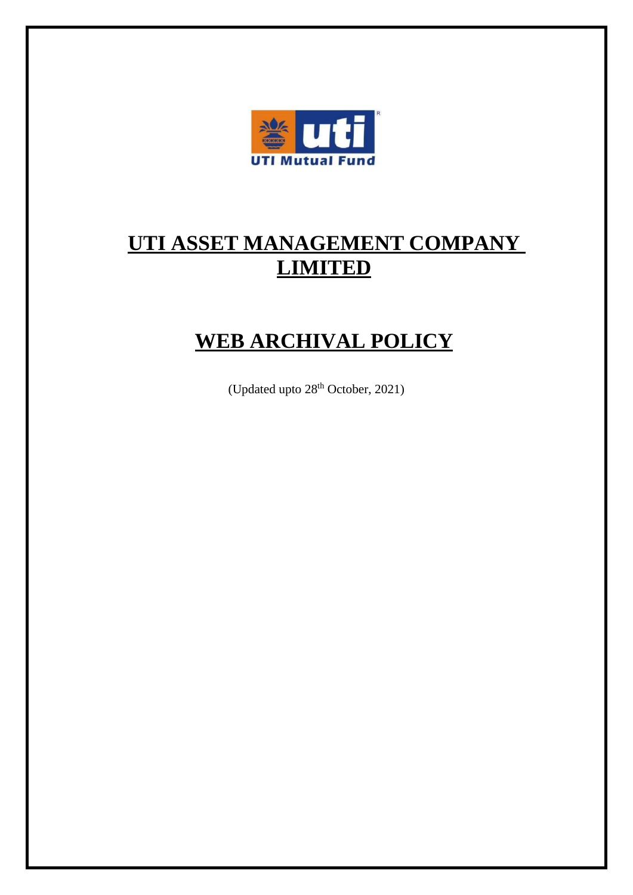# UTI ASSET MANAGEMENT COMPANY LIMITED

# WEB ARCHIVAL POLICY

(Updated upto 28th October, 2021)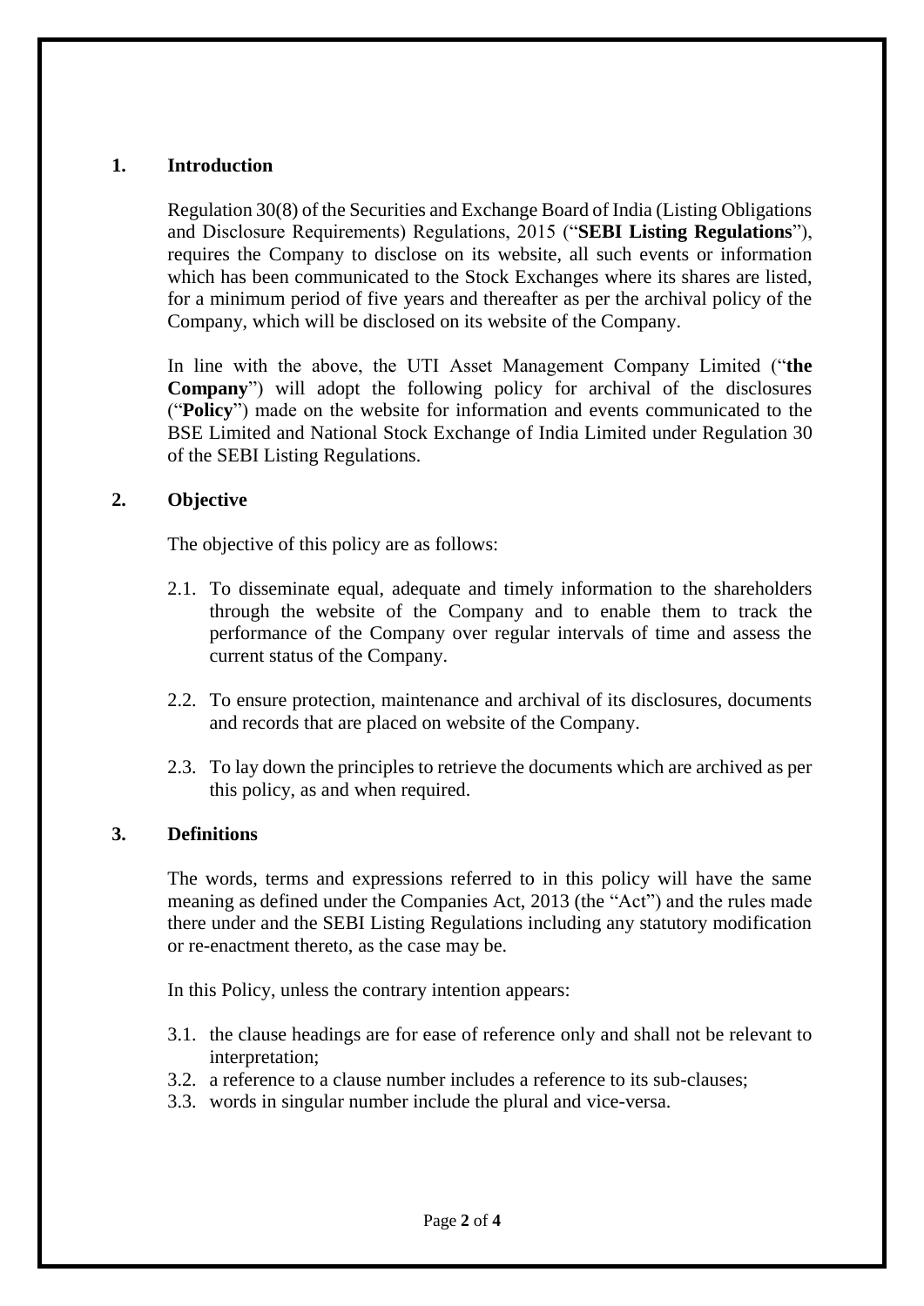## 1. Introduction

Regulation 30(8) of the Securities and Exchange Board of India (Listing Obligations and Disclosure Requirements) Regulations, 2015 ("**SEBI Listing Regulations**"), requires the Company to disclose on its website, all such events or information which has been communicated to the Stock Exchanges where its shares are listed, for a minimum period of five years and thereafter as per the archival policy of the Company, which will be disclosed on its website of the Company.

In line with the above, the UTI Asset Management Company Limited ("**the Company**") will adopt the following policy for archival of the disclosures ("**Policy**") made on the website for information and events communicated to the BSE Limited and National Stock Exchange of India Limited under Regulation 30 of the SEBI Listing Regulations.

## 2. Objective

The objective of this policy are as follows:

2.1. To disseminate equal, adequate and timely information to the shareholders through the website of the Company and to enable them to track the performance of the Company over regular intervals of time and assess the current status of the Company.

2.2. To ensure protection, maintenance and archival of its disclosures, documents and records that are placed on website of the Company.

2.3. To lay down the principles to retrieve the documents which are archived as per this policy, as and when required.

## 3. Definitions

The words, terms and expressions referred to in this policy will have the same meaning as defined under the Companies Act, 2013 (the "Act") and the rules made there under and the SEBI Listing Regulations including any statutory modification or re-enactment thereto, as the case may be.

In this Policy, unless the contrary intention appears:

3.1. the clause headings are for ease of reference only and shall not be relevant to interpretation;

3.2. a reference to a clause number includes a reference to its sub-clauses;

3.3. words in singular number include the plural and vice-versa.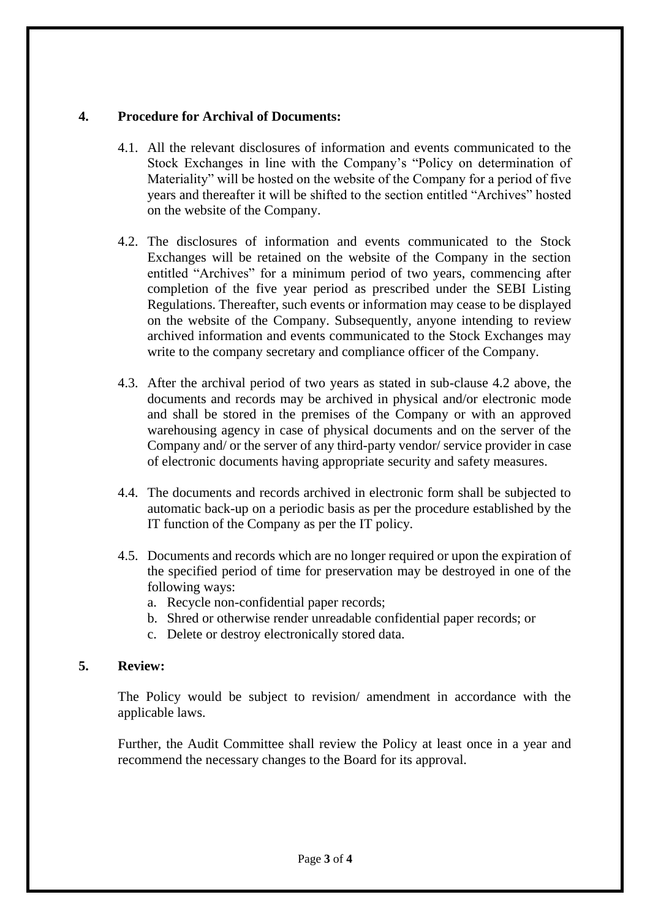## 4. Procedure for Archival of Documents:

4.1. All the relevant disclosures of information and events communicated to the Stock Exchanges in line with the Company's "Policy on determination of Materiality" will be hosted on the website of the Company for a period of five years and thereafter it will be shifted to the section entitled "Archives" hosted on the website of the Company.

4.2. The disclosures of information and events communicated to the Stock Exchanges will be retained on the website of the Company in the section entitled "Archives" for a minimum period of two years, commencing after completion of the five year period as prescribed under the SEBI Listing Regulations. Thereafter, such events or information may cease to be displayed on the website of the Company. Subsequently, anyone intending to review archived information and events communicated to the Stock Exchanges may write to the company secretary and compliance officer of the Company.

4.3. After the archival period of two years as stated in sub-clause 4.2 above, the documents and records may be archived in physical and/or electronic mode and shall be stored in the premises of the Company or with an approved warehousing agency in case of physical documents and on the server of the Company and/ or the server of any third-party vendor/ service provider in case of electronic documents having appropriate security and safety measures.

4.4. The documents and records archived in electronic form shall be subjected to automatic back-up on a periodic basis as per the procedure established by the IT function of the Company as per the IT policy.

4.5. Documents and records which are no longer required or upon the expiration of the specified period of time for preservation may be destroyed in one of the following ways:

a. Recycle non-confidential paper records;
b. Shred or otherwise render unreadable confidential paper records; or
c. Delete or destroy electronically stored data.

## 5. Review:

The Policy would be subject to revision/ amendment in accordance with the applicable laws.

Further, the Audit Committee shall review the Policy at least once in a year and recommend the necessary changes to the Board for its approval.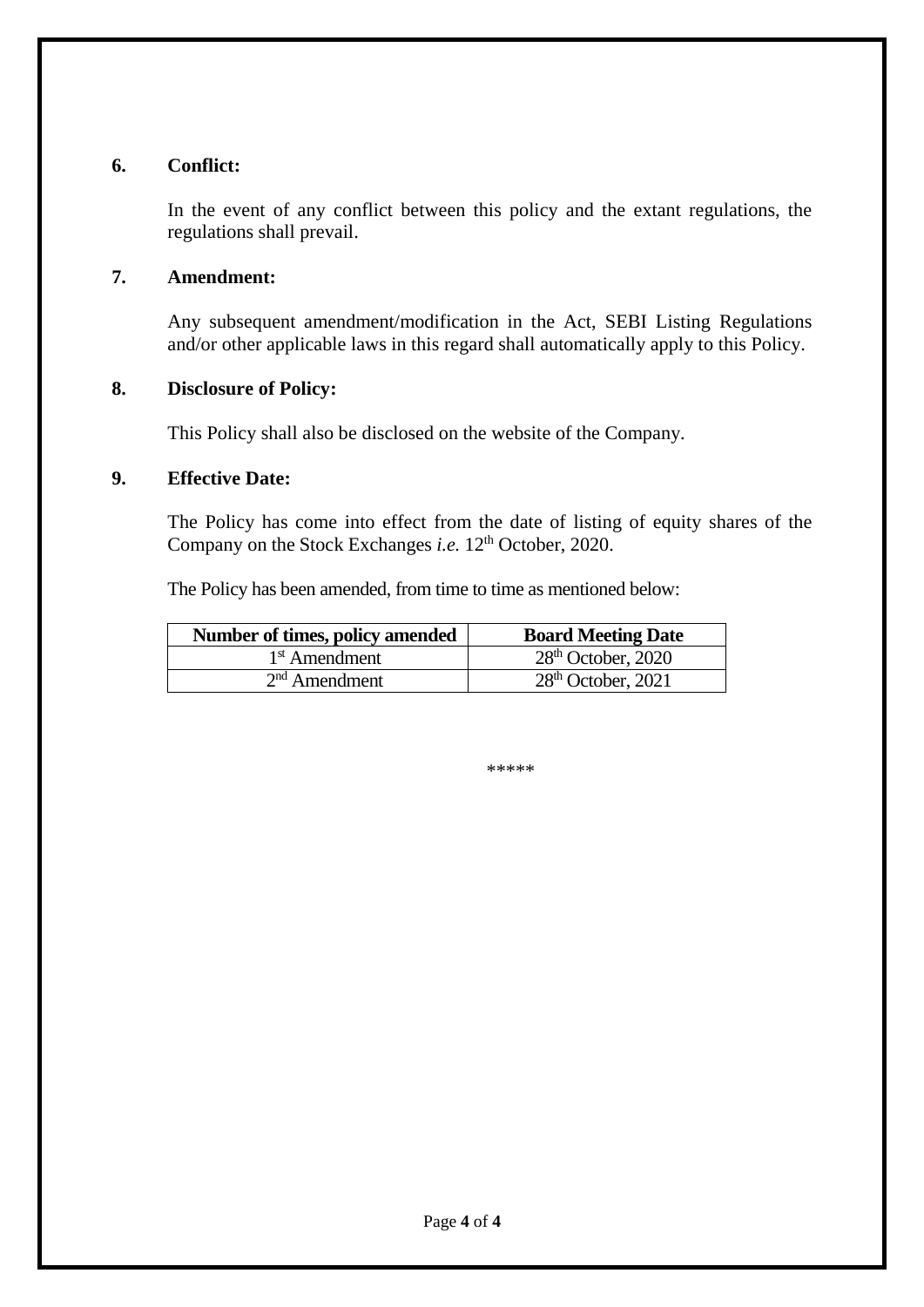## 6. Conflict:

In the event of any conflict between this policy and the extant regulations, the regulations shall prevail.

## 7. Amendment:

Any subsequent amendment/modification in the Act, SEBI Listing Regulations and/or other applicable laws in this regard shall automatically apply to this Policy.

## 8. Disclosure of Policy:

This Policy shall also be disclosed on the website of the Company.

## 9. Effective Date:

The Policy has come into effect from the date of listing of equity shares of the Company on the Stock Exchanges *i.e.* 12th October, 2020.

The Policy has been amended, from time to time as mentioned below:

| Number of times, policy amended | Board Meeting Date |
|---|---|
| 1st Amendment | 28th October, 2020 |
| 2nd Amendment | 28th October, 2021 |

*****